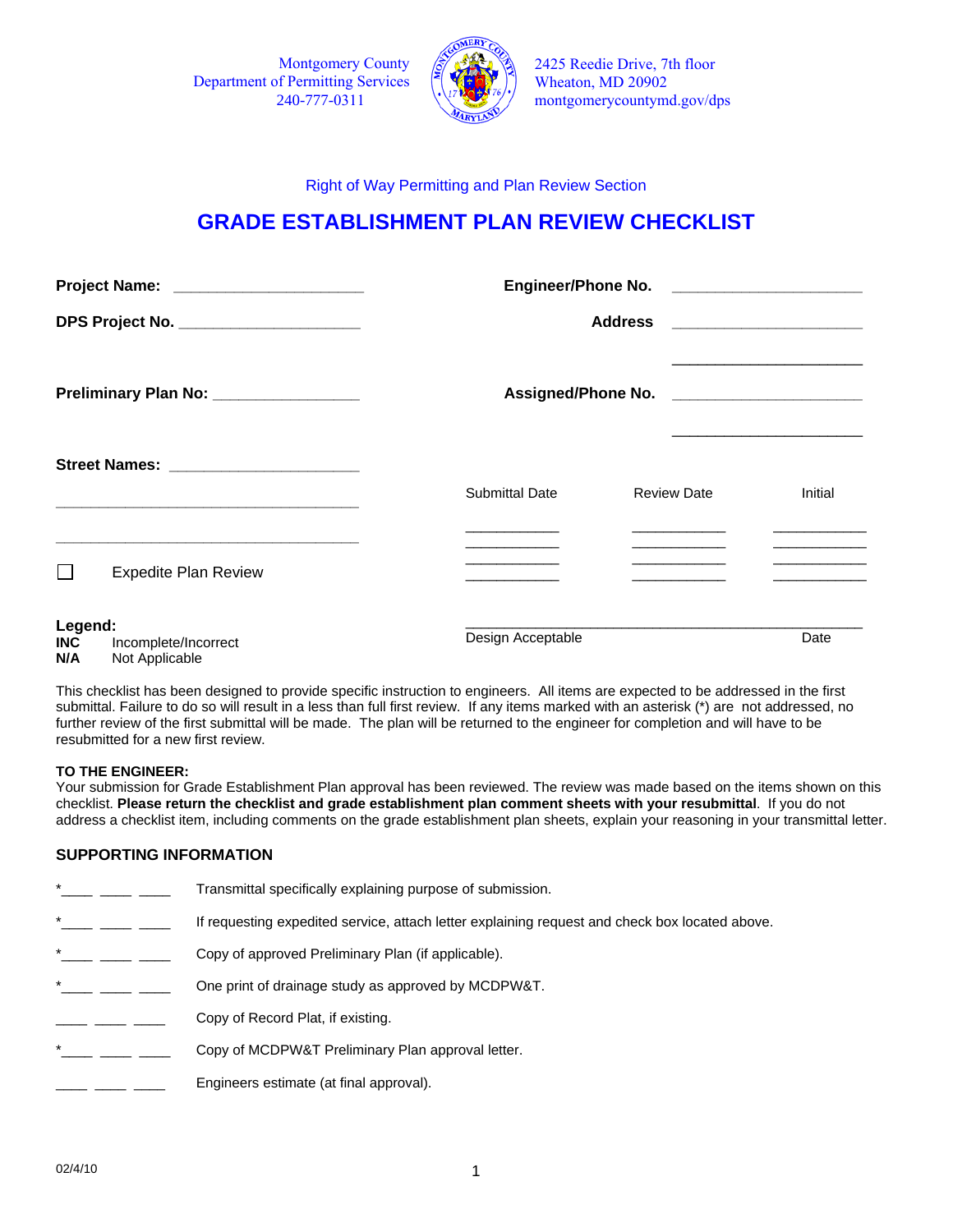Montgomery County
Department of Permitting Services
240-777-0311

2425 Reedie Drive, 7th floor
Wheaton, MD 20902
montgomerycountymd.gov/dps

Right of Way Permitting and Plan Review Section

# GRADE ESTABLISHMENT PLAN REVIEW CHECKLIST

**Project Name:** ____________________

**DPS Project No.** ____________________

**Preliminary Plan No:** ________________

**Street Names:** ____________________

____________________________________

____________________________________

☐ Expedite Plan Review

**Engineer/Phone No.** ____________________

**Address** ____________________

____________________

**Assigned/Phone No.** ____________________

____________________

| Submittal Date | Review Date | Initial |
|---|---|---|
| __________ | __________ | __________ |
| __________ | __________ | __________ |
| __________ | __________ | __________ |
| __________ | __________ | __________ |

_____________________________________________
Design Acceptable          Date

**Legend:**
**INC** Incomplete/Incorrect
**N/A** Not Applicable

This checklist has been designed to provide specific instruction to engineers. All items are expected to be addressed in the first submittal. Failure to do so will result in a less than full first review. If any items marked with an asterisk (*) are not addressed, no further review of the first submittal will be made. The plan will be returned to the engineer for completion and will have to be resubmitted for a new first review.

**TO THE ENGINEER:**
Your submission for Grade Establishment Plan approval has been reviewed. The review was made based on the items shown on this checklist. **Please return the checklist and grade establishment plan comment sheets with your resubmittal**. If you do not address a checklist item, including comments on the grade establishment plan sheets, explain your reasoning in your transmittal letter.

## SUPPORTING INFORMATION

*____ ____ ____ Transmittal specifically explaining purpose of submission.

*____ ____ ____ If requesting expedited service, attach letter explaining request and check box located above.

*____ ____ ____ Copy of approved Preliminary Plan (if applicable).

*____ ____ ____ One print of drainage study as approved by MCDPW&T.

____ ____ ____ Copy of Record Plat, if existing.

*____ ____ ____ Copy of MCDPW&T Preliminary Plan approval letter.

____ ____ ____ Engineers estimate (at final approval).

02/4/10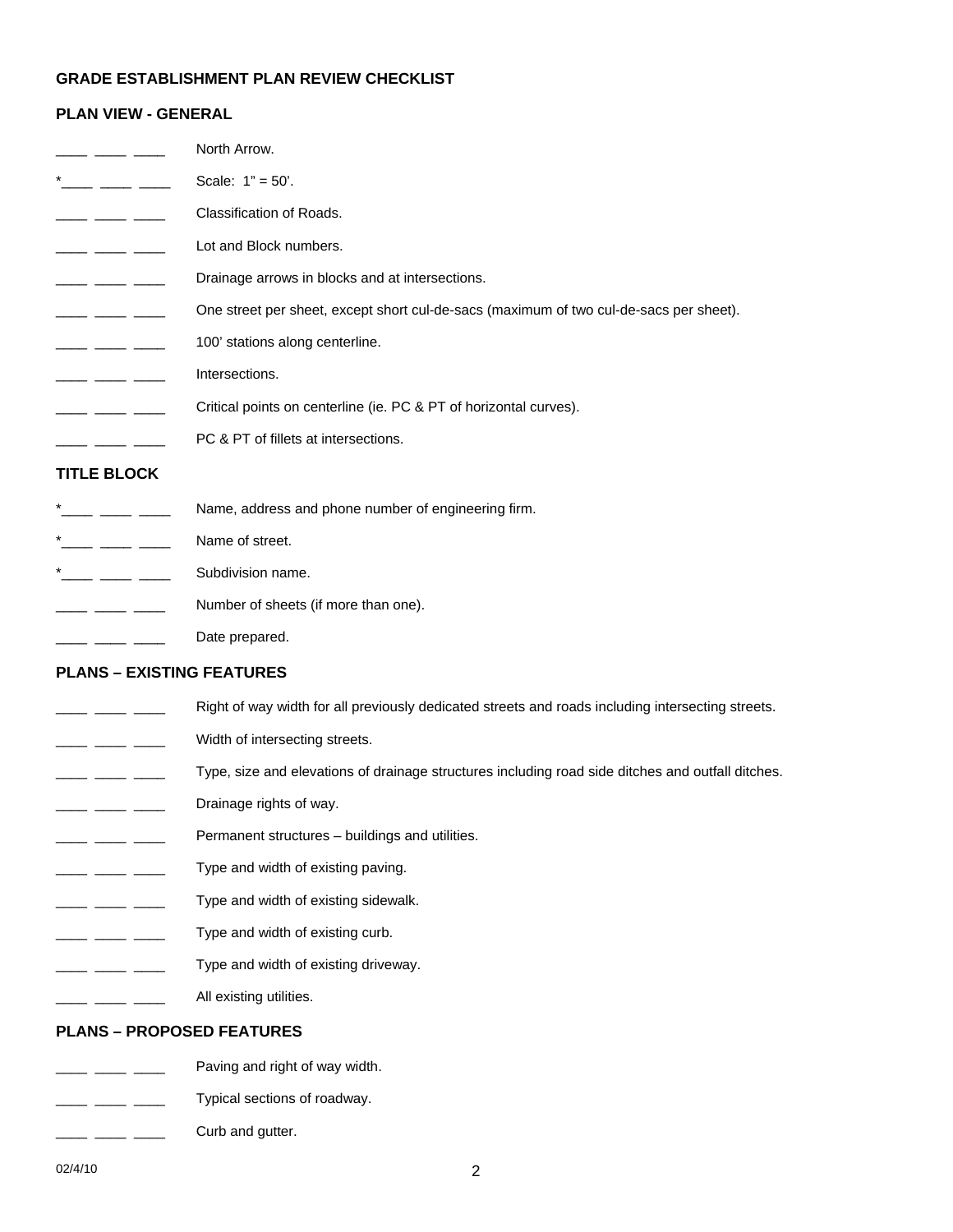**GRADE ESTABLISHMENT PLAN REVIEW CHECKLIST**

**PLAN VIEW - GENERAL**

____ ____ ____ North Arrow.

*____ ____ ____ Scale: 1" = 50'.

____ ____ ____ Classification of Roads.

____ ____ ____ Lot and Block numbers.

____ ____ ____ Drainage arrows in blocks and at intersections.

____ ____ ____ One street per sheet, except short cul-de-sacs (maximum of two cul-de-sacs per sheet).

____ ____ ____ 100' stations along centerline.

____ ____ ____ Intersections.

____ ____ ____ Critical points on centerline (ie. PC & PT of horizontal curves).

____ ____ ____ PC & PT of fillets at intersections.

**TITLE BLOCK**

*____ ____ ____ Name, address and phone number of engineering firm.

*____ ____ ____ Name of street.

*____ ____ ____ Subdivision name.

____ ____ ____ Number of sheets (if more than one).

____ ____ ____ Date prepared.

**PLANS – EXISTING FEATURES**

____ ____ ____ Right of way width for all previously dedicated streets and roads including intersecting streets.

____ ____ ____ Width of intersecting streets.

____ ____ ____ Type, size and elevations of drainage structures including road side ditches and outfall ditches.

____ ____ ____ Drainage rights of way.

____ ____ ____ Permanent structures – buildings and utilities.

____ ____ ____ Type and width of existing paving.

____ ____ ____ Type and width of existing sidewalk.

____ ____ ____ Type and width of existing curb.

____ ____ ____ Type and width of existing driveway.

____ ____ ____ All existing utilities.

**PLANS – PROPOSED FEATURES**

____ ____ ____ Paving and right of way width.

____ ____ ____ Typical sections of roadway.

____ ____ ____ Curb and gutter.

02/4/10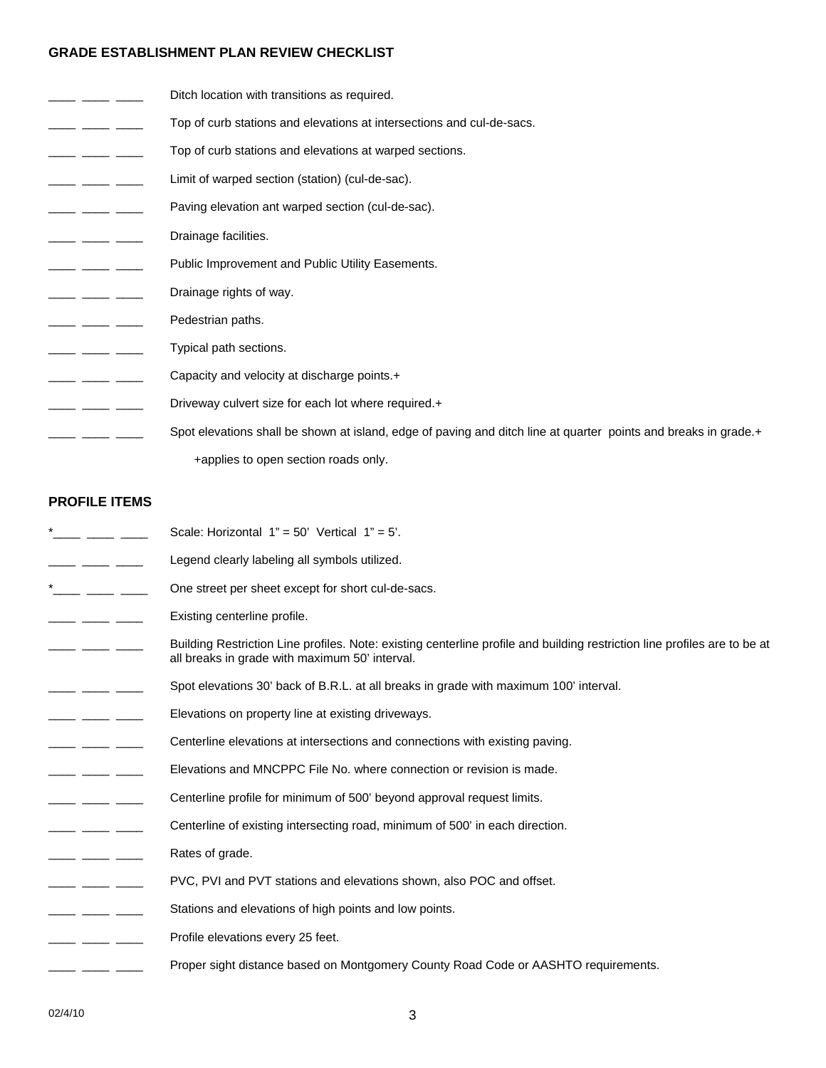**GRADE ESTABLISHMENT PLAN REVIEW CHECKLIST**

____ ____ ____ Ditch location with transitions as required.

____ ____ ____ Top of curb stations and elevations at intersections and cul-de-sacs.

____ ____ ____ Top of curb stations and elevations at warped sections.

____ ____ ____ Limit of warped section (station) (cul-de-sac).

____ ____ ____ Paving elevation ant warped section (cul-de-sac).

____ ____ ____ Drainage facilities.

____ ____ ____ Public Improvement and Public Utility Easements.

____ ____ ____ Drainage rights of way.

____ ____ ____ Pedestrian paths.

____ ____ ____ Typical path sections.

____ ____ ____ Capacity and velocity at discharge points.+

____ ____ ____ Driveway culvert size for each lot where required.+

____ ____ ____ Spot elevations shall be shown at island, edge of paving and ditch line at quarter points and breaks in grade.+

+applies to open section roads only.

**PROFILE ITEMS**

*____ ____ ____ Scale: Horizontal 1" = 50' Vertical 1" = 5'.

____ ____ ____ Legend clearly labeling all symbols utilized.

*____ ____ ____ One street per sheet except for short cul-de-sacs.

____ ____ ____ Existing centerline profile.

____ ____ ____ Building Restriction Line profiles. Note: existing centerline profile and building restriction line profiles are to be at all breaks in grade with maximum 50' interval.

____ ____ ____ Spot elevations 30' back of B.R.L. at all breaks in grade with maximum 100' interval.

____ ____ ____ Elevations on property line at existing driveways.

____ ____ ____ Centerline elevations at intersections and connections with existing paving.

____ ____ ____ Elevations and MNCPPC File No. where connection or revision is made.

____ ____ ____ Centerline profile for minimum of 500' beyond approval request limits.

____ ____ ____ Centerline of existing intersecting road, minimum of 500' in each direction.

____ ____ ____ Rates of grade.

____ ____ ____ PVC, PVI and PVT stations and elevations shown, also POC and offset.

____ ____ ____ Stations and elevations of high points and low points.

____ ____ ____ Profile elevations every 25 feet.

____ ____ ____ Proper sight distance based on Montgomery County Road Code or AASHTO requirements.

02/4/10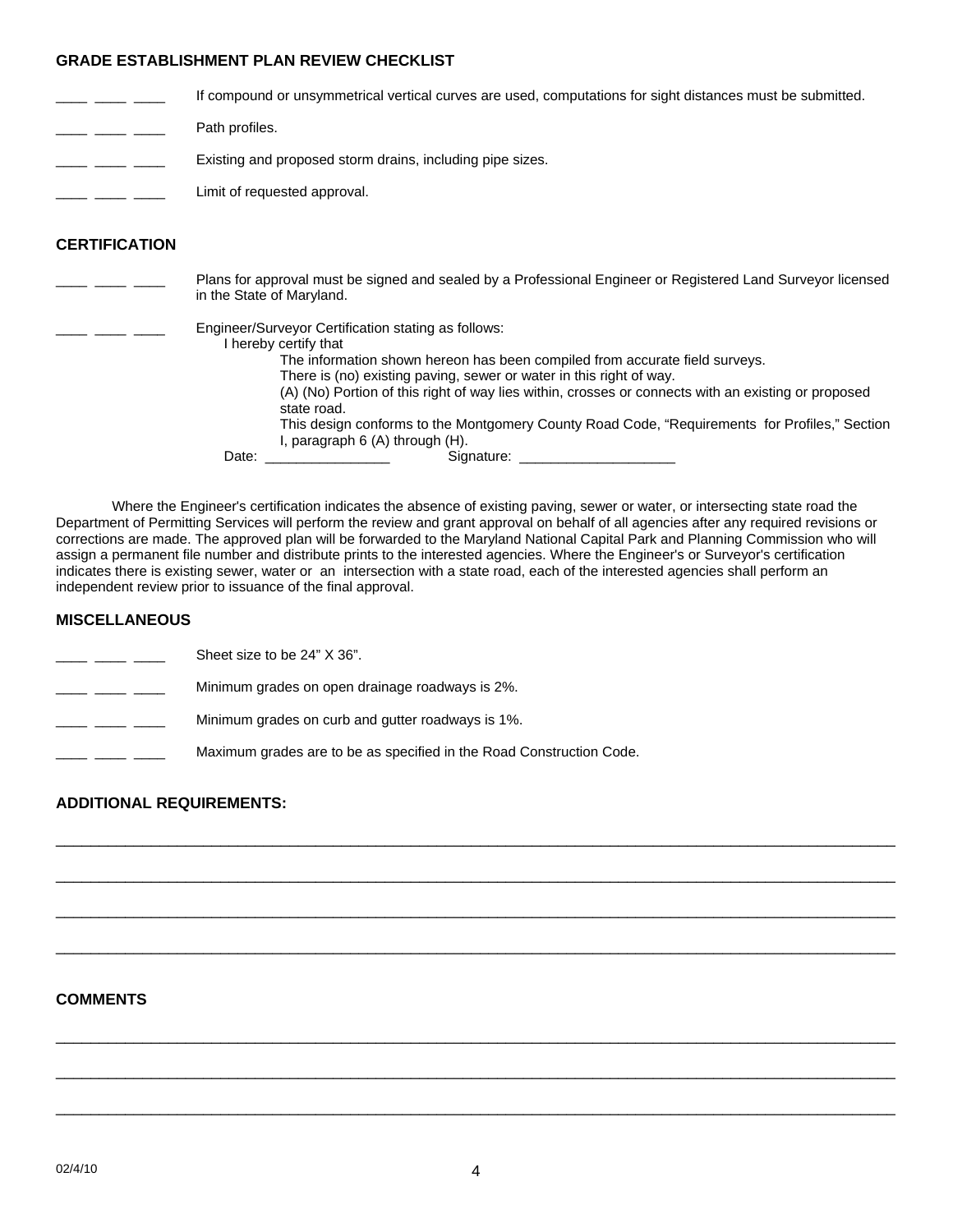## GRADE ESTABLISHMENT PLAN REVIEW CHECKLIST

____ ____ ____ If compound or unsymmetrical vertical curves are used, computations for sight distances must be submitted.

____ ____ ____ Path profiles.

____ ____ ____ Existing and proposed storm drains, including pipe sizes.

____ ____ ____ Limit of requested approval.

## CERTIFICATION

____ ____ ____ Plans for approval must be signed and sealed by a Professional Engineer or Registered Land Surveyor licensed in the State of Maryland.

____ ____ ____ Engineer/Surveyor Certification stating as follows:

I hereby certify that

The information shown hereon has been compiled from accurate field surveys.
There is (no) existing paving, sewer or water in this right of way.
(A) (No) Portion of this right of way lies within, crosses or connects with an existing or proposed state road.
This design conforms to the Montgomery County Road Code, "Requirements for Profiles," Section I, paragraph 6 (A) through (H).

Date: ________________ Signature: ____________________

Where the Engineer's certification indicates the absence of existing paving, sewer or water, or intersecting state road the Department of Permitting Services will perform the review and grant approval on behalf of all agencies after any required revisions or corrections are made. The approved plan will be forwarded to the Maryland National Capital Park and Planning Commission who will assign a permanent file number and distribute prints to the interested agencies. Where the Engineer's or Surveyor's certification indicates there is existing sewer, water or an intersection with a state road, each of the interested agencies shall perform an independent review prior to issuance of the final approval.

## MISCELLANEOUS

____ ____ ____ Sheet size to be 24" X 36".

____ ____ ____ Minimum grades on open drainage roadways is 2%.

____ ____ ____ Minimum grades on curb and gutter roadways is 1%.

____ ____ ____ Maximum grades are to be as specified in the Road Construction Code.

## ADDITIONAL REQUIREMENTS:

________________________________________________________________________________

________________________________________________________________________________

________________________________________________________________________________

________________________________________________________________________________

## COMMENTS

________________________________________________________________________________

________________________________________________________________________________

________________________________________________________________________________

02/4/10